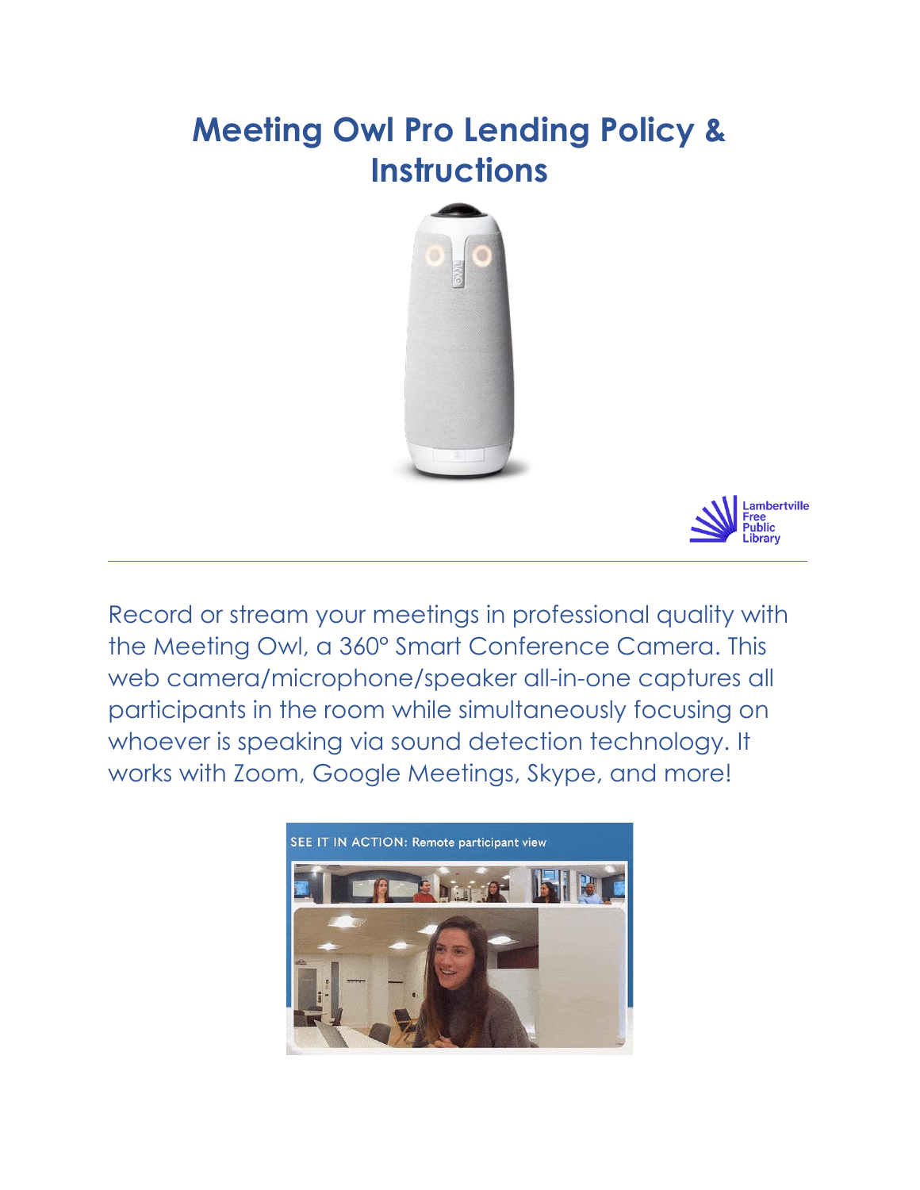# Meeting Owl Pro Lending Policy & Instructions

Lambertville Free Public Library

Record or stream your meetings in professional quality with the Meeting Owl, a 360° Smart Conference Camera. This web camera/microphone/speaker all-in-one captures all participants in the room while simultaneously focusing on whoever is speaking via sound detection technology. It works with Zoom, Google Meetings, Skype, and more!

SEE IT IN ACTION: Remote participant view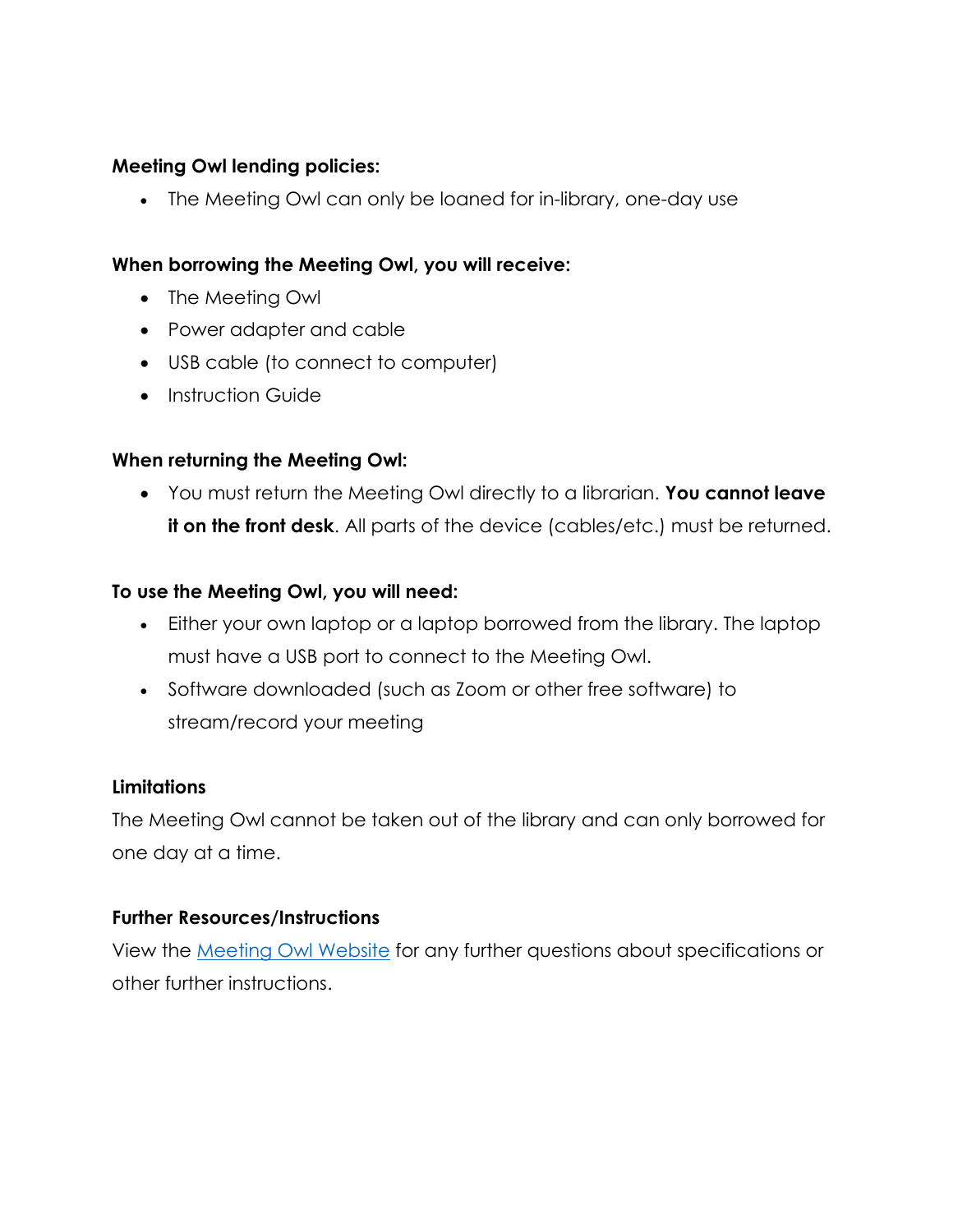**Meeting Owl lending policies:**

- The Meeting Owl can only be loaned for in-library, one-day use

**When borrowing the Meeting Owl, you will receive:**

- The Meeting Owl
- Power adapter and cable
- USB cable (to connect to computer)
- Instruction Guide

**When returning the Meeting Owl:**

- You must return the Meeting Owl directly to a librarian. **You cannot leave it on the front desk**. All parts of the device (cables/etc.) must be returned.

**To use the Meeting Owl, you will need:**

- Either your own laptop or a laptop borrowed from the library. The laptop must have a USB port to connect to the Meeting Owl.
- Software downloaded (such as Zoom or other free software) to stream/record your meeting

**Limitations**

The Meeting Owl cannot be taken out of the library and can only borrowed for one day at a time.

**Further Resources/Instructions**

View the Meeting Owl Website for any further questions about specifications or other further instructions.